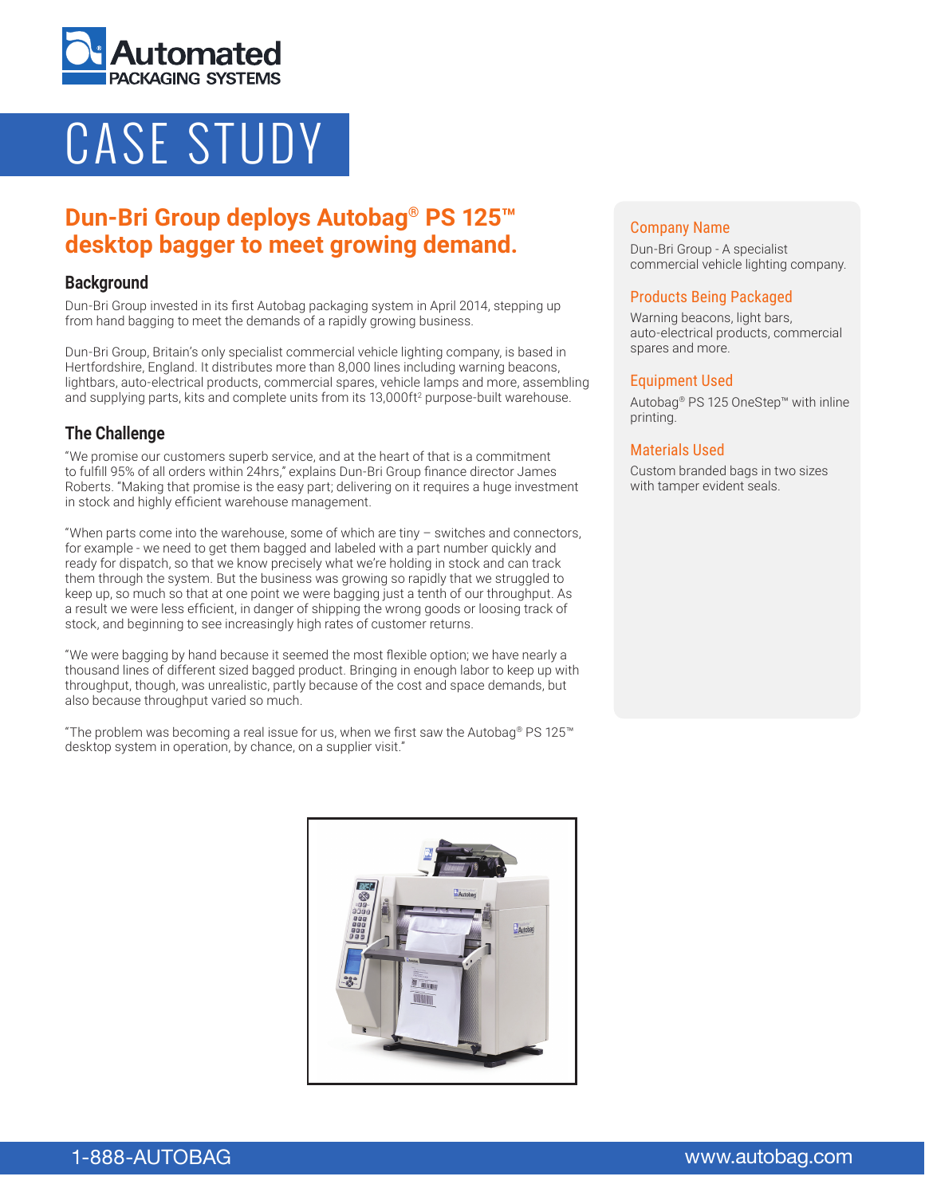# CASE STUDY

## Dun-Bri Group deploys Autobag® PS 125™ desktop bagger to meet growing demand.

### Background

Dun-Bri Group invested in its first Autobag packaging system in April 2014, stepping up from hand bagging to meet the demands of a rapidly growing business.

Dun-Bri Group, Britain's only specialist commercial vehicle lighting company, is based in Hertfordshire, England. It distributes more than 8,000 lines including warning beacons, lightbars, auto-electrical products, commercial spares, vehicle lamps and more, assembling and supplying parts, kits and complete units from its 13,000ft² purpose-built warehouse.

### The Challenge

"We promise our customers superb service, and at the heart of that is a commitment to fulfill 95% of all orders within 24hrs," explains Dun-Bri Group finance director James Roberts. "Making that promise is the easy part; delivering on it requires a huge investment in stock and highly efficient warehouse management.

"When parts come into the warehouse, some of which are tiny – switches and connectors, for example - we need to get them bagged and labeled with a part number quickly and ready for dispatch, so that we know precisely what we're holding in stock and can track them through the system. But the business was growing so rapidly that we struggled to keep up, so much so that at one point we were bagging just a tenth of our throughput. As a result we were less efficient, in danger of shipping the wrong goods or loosing track of stock, and beginning to see increasingly high rates of customer returns.

"We were bagging by hand because it seemed the most flexible option; we have nearly a thousand lines of different sized bagged product. Bringing in enough labor to keep up with throughput, though, was unrealistic, partly because of the cost and space demands, but also because throughput varied so much.

"The problem was becoming a real issue for us, when we first saw the Autobag® PS 125™ desktop system in operation, by chance, on a supplier visit."

### Company Name

Dun-Bri Group - A specialist commercial vehicle lighting company.

### Products Being Packaged

Warning beacons, light bars, auto-electrical products, commercial spares and more.

### Equipment Used

Autobag® PS 125 OneStep™ with inline printing.

### Materials Used

Custom branded bags in two sizes with tamper evident seals.

1-888-AUTOBAG www.autobag.com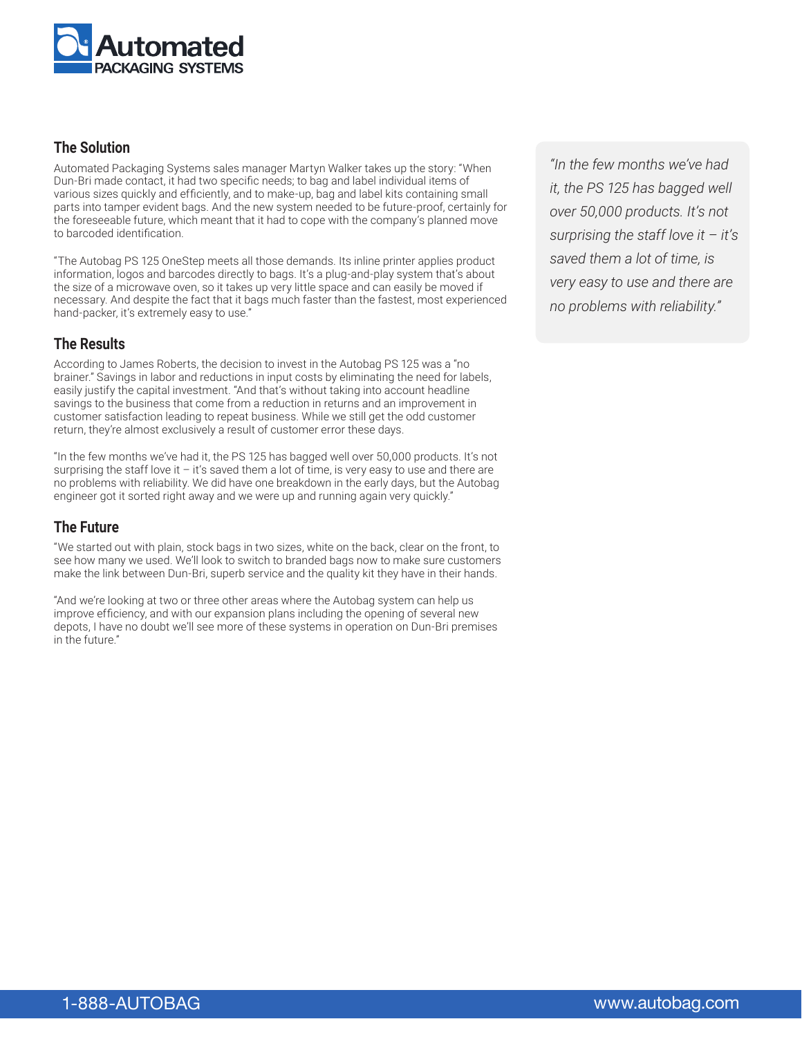## The Solution

Automated Packaging Systems sales manager Martyn Walker takes up the story: "When Dun-Bri made contact, it had two specific needs; to bag and label individual items of various sizes quickly and efficiently, and to make-up, bag and label kits containing small parts into tamper evident bags. And the new system needed to be future-proof, certainly for the foreseeable future, which meant that it had to cope with the company's planned move to barcoded identification.

"The Autobag PS 125 OneStep meets all those demands. Its inline printer applies product information, logos and barcodes directly to bags. It's a plug-and-play system that's about the size of a microwave oven, so it takes up very little space and can easily be moved if necessary. And despite the fact that it bags much faster than the fastest, most experienced hand-packer, it's extremely easy to use."

## The Results

According to James Roberts, the decision to invest in the Autobag PS 125 was a "no brainer." Savings in labor and reductions in input costs by eliminating the need for labels, easily justify the capital investment. "And that's without taking into account headline savings to the business that come from a reduction in returns and an improvement in customer satisfaction leading to repeat business. While we still get the odd customer return, they're almost exclusively a result of customer error these days.

"In the few months we've had it, the PS 125 has bagged well over 50,000 products. It's not surprising the staff love it – it's saved them a lot of time, is very easy to use and there are no problems with reliability. We did have one breakdown in the early days, but the Autobag engineer got it sorted right away and we were up and running again very quickly."

## The Future

"We started out with plain, stock bags in two sizes, white on the back, clear on the front, to see how many we used. We'll look to switch to branded bags now to make sure customers make the link between Dun-Bri, superb service and the quality kit they have in their hands.

"And we're looking at two or three other areas where the Autobag system can help us improve efficiency, and with our expansion plans including the opening of several new depots, I have no doubt we'll see more of these systems in operation on Dun-Bri premises in the future."

> *"In the few months we've had it, the PS 125 has bagged well over 50,000 products. It's not surprising the staff love it – it's saved them a lot of time, is very easy to use and there are no problems with reliability."*

1-888-AUTOBAG

www.autobag.com